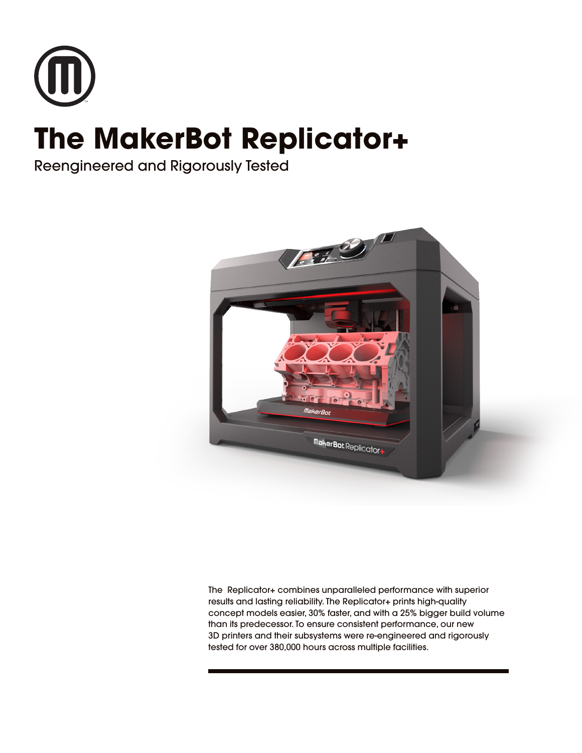# The MakerBot Replicator+

Reengineered and Rigorously Tested

The  Replicator+ combines unparalleled performance with superior results and lasting reliability. The Replicator+ prints high-quality concept models easier, 30% faster, and with a 25% bigger build volume than its predecessor. To ensure consistent performance, our new 3D printers and their subsystems were re-engineered and rigorously tested for over 380,000 hours across multiple facilities.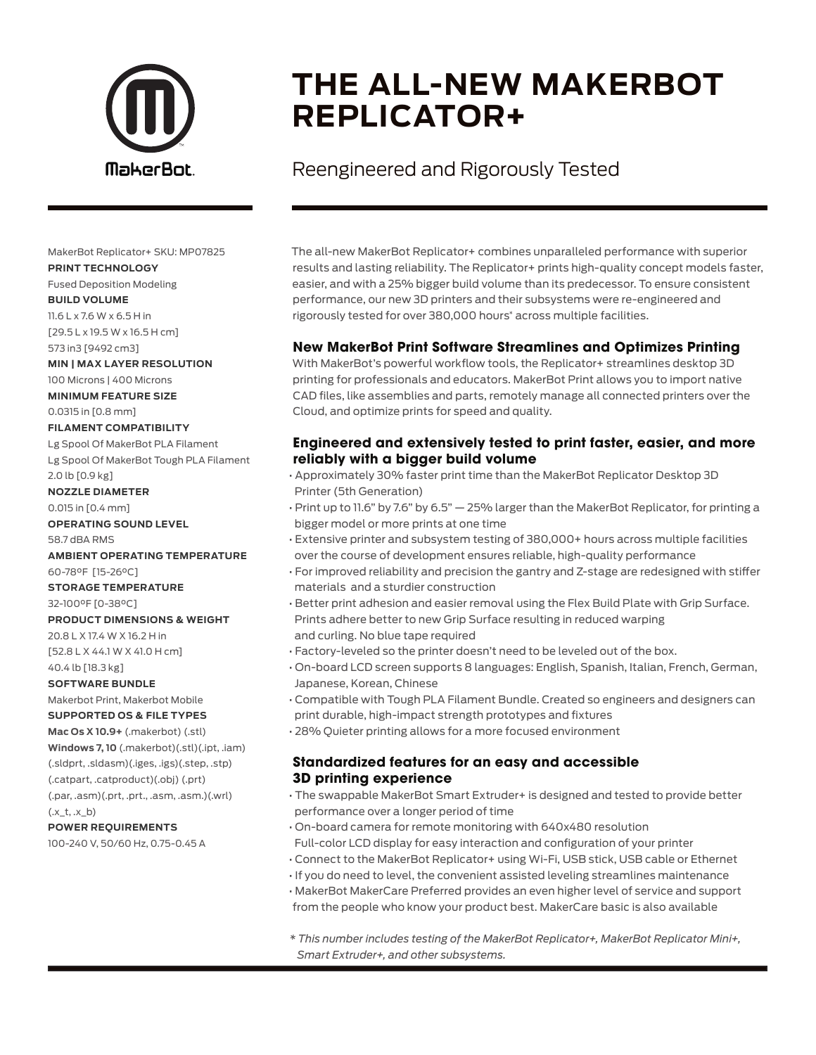MakerBot

# THE ALL-NEW MAKERBOT REPLICATOR+

Reengineered and Rigorously Tested

MakerBot Replicator+ SKU: MP07825

**PRINT TECHNOLOGY**
Fused Deposition Modeling

**BUILD VOLUME**
11.6 L x 7.6 W x 6.5 H in
[29.5 L x 19.5 W x 16.5 H cm]
573 in3 [9492 cm3]

**MIN | MAX LAYER RESOLUTION**
100 Microns | 400 Microns

**MINIMUM FEATURE SIZE**
0.0315 in [0.8 mm]

**FILAMENT COMPATIBILITY**
Lg Spool Of MakerBot PLA Filament
Lg Spool Of MakerBot Tough PLA Filament
2.0 lb [0.9 kg]

**NOZZLE DIAMETER**
0.015 in [0.4 mm]

**OPERATING SOUND LEVEL**
58.7 dBA RMS

**AMBIENT OPERATING TEMPERATURE**
60-78ºF [15-26ºC]

**STORAGE TEMPERATURE**
32-100ºF [0-38ºC]

**PRODUCT DIMENSIONS & WEIGHT**
20.8 L X 17.4 W X 16.2 H in
[52.8 L X 44.1 W X 41.0 H cm]
40.4 lb [18.3 kg]

**SOFTWARE BUNDLE**
Makerbot Print, Makerbot Mobile

**SUPPORTED OS & FILE TYPES**
**Mac Os X 10.9+** (.makerbot) (.stl)
**Windows 7, 10** (.makerbot)(.stl)(.ipt, .iam)(.sldprt, .sldasm)(.iges, .igs)(.step, .stp)(.catpart, .catproduct)(.obj) (.prt)(.par, .asm)(.prt, .prt., .asm, .asm.)(.wrl)(.x_t, .x_b)

**POWER REQUIREMENTS**
100-240 V, 50/60 Hz, 0.75-0.45 A

The all-new MakerBot Replicator+ combines unparalleled performance with superior results and lasting reliability. The Replicator+ prints high-quality concept models faster, easier, and with a 25% bigger build volume than its predecessor. To ensure consistent performance, our new 3D printers and their subsystems were re-engineered and rigorously tested for over 380,000 hours* across multiple facilities.

## New MakerBot Print Software Streamlines and Optimizes Printing

With MakerBot's powerful workflow tools, the Replicator+ streamlines desktop 3D printing for professionals and educators. MakerBot Print allows you to import native CAD files, like assemblies and parts, remotely manage all connected printers over the Cloud, and optimize prints for speed and quality.

## Engineered and extensively tested to print faster, easier, and more reliably with a bigger build volume

- Approximately 30% faster print time than the MakerBot Replicator Desktop 3D Printer (5th Generation)
- Print up to 11.6" by 7.6" by 6.5" — 25% larger than the MakerBot Replicator, for printing a bigger model or more prints at one time
- Extensive printer and subsystem testing of 380,000+ hours across multiple facilities over the course of development ensures reliable, high-quality performance
- For improved reliability and precision the gantry and Z-stage are redesigned with stiffer materials and a sturdier construction
- Better print adhesion and easier removal using the Flex Build Plate with Grip Surface. Prints adhere better to new Grip Surface resulting in reduced warping and curling. No blue tape required
- Factory-leveled so the printer doesn't need to be leveled out of the box.
- On-board LCD screen supports 8 languages: English, Spanish, Italian, French, German, Japanese, Korean, Chinese
- Compatible with Tough PLA Filament Bundle. Created so engineers and designers can print durable, high-impact strength prototypes and fixtures
- 28% Quieter printing allows for a more focused environment

## Standardized features for an easy and accessible 3D printing experience

- The swappable MakerBot Smart Extruder+ is designed and tested to provide better performance over a longer period of time
- On-board camera for remote monitoring with 640x480 resolution
  Full-color LCD display for easy interaction and configuration of your printer
- Connect to the MakerBot Replicator+ using Wi-Fi, USB stick, USB cable or Ethernet
- If you do need to level, the convenient assisted leveling streamlines maintenance
- MakerBot MakerCare Preferred provides an even higher level of service and support from the people who know your product best. MakerCare basic is also available

*\* This number includes testing of the MakerBot Replicator+, MakerBot Replicator Mini+, Smart Extruder+, and other subsystems.*